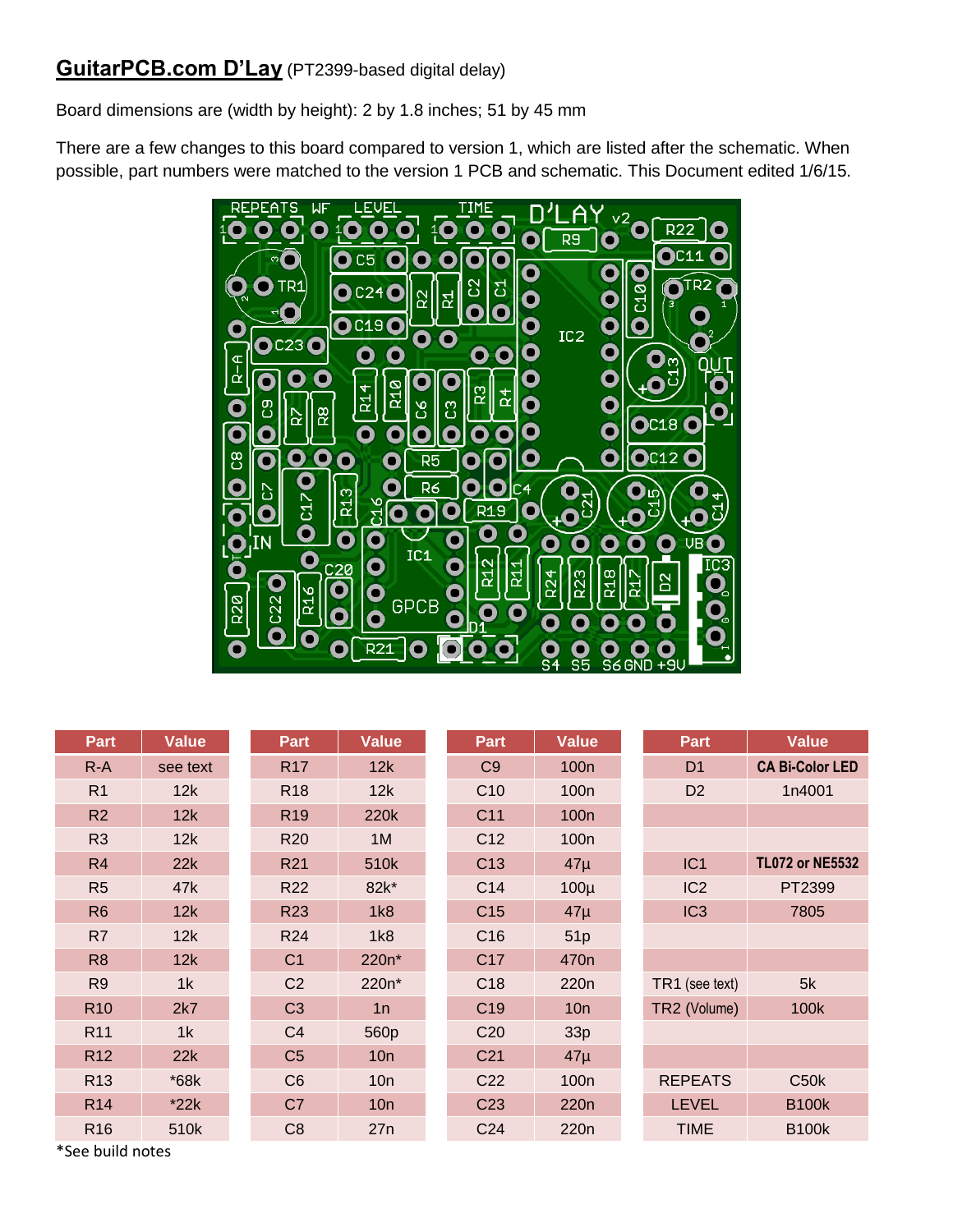# GuitarPCB.com D'Lay (PT2399-based digital delay)

Board dimensions are (width by height): 2 by 1.8 inches; 51 by 45 mm

There are a few changes to this board compared to version 1, which are listed after the schematic. When possible, part numbers were matched to the version 1 PCB and schematic. This Document edited 1/6/15.

| Part | Value | Part | Value | Part | Value | Part | Value |
|---|---|---|---|---|---|---|---|
| R-A | see text | R17 | 12k | C9 | 100n | D1 | **CA Bi-Color LED** |
| R1 | 12k | R18 | 12k | C10 | 100n | D2 | 1n4001 |
| R2 | 12k | R19 | 220k | C11 | 100n | | |
| R3 | 12k | R20 | 1M | C12 | 100n | | |
| R4 | 22k | R21 | 510k | C13 | 47µ | IC1 | **TL072 or NE5532** |
| R5 | 47k | R22 | 82k* | C14 | 100µ | IC2 | PT2399 |
| R6 | 12k | R23 | 1k8 | C15 | 47µ | IC3 | 7805 |
| R7 | 12k | R24 | 1k8 | C16 | 51p | | |
| R8 | 12k | C1 | 220n* | C17 | 470n | | |
| R9 | 1k | C2 | 220n* | C18 | 220n | TR1 (see text) | 5k |
| R10 | 2k7 | C3 | 1n | C19 | 10n | TR2 (Volume) | 100k |
| R11 | 1k | C4 | 560p | C20 | 33p | | |
| R12 | 22k | C5 | 10n | C21 | 47µ | | |
| R13 | *68k | C6 | 10n | C22 | 100n | REPEATS | C50k |
| R14 | *22k | C7 | 10n | C23 | 220n | LEVEL | B100k |
| R16 | 510k | C8 | 27n | C24 | 220n | TIME | B100k |

*See build notes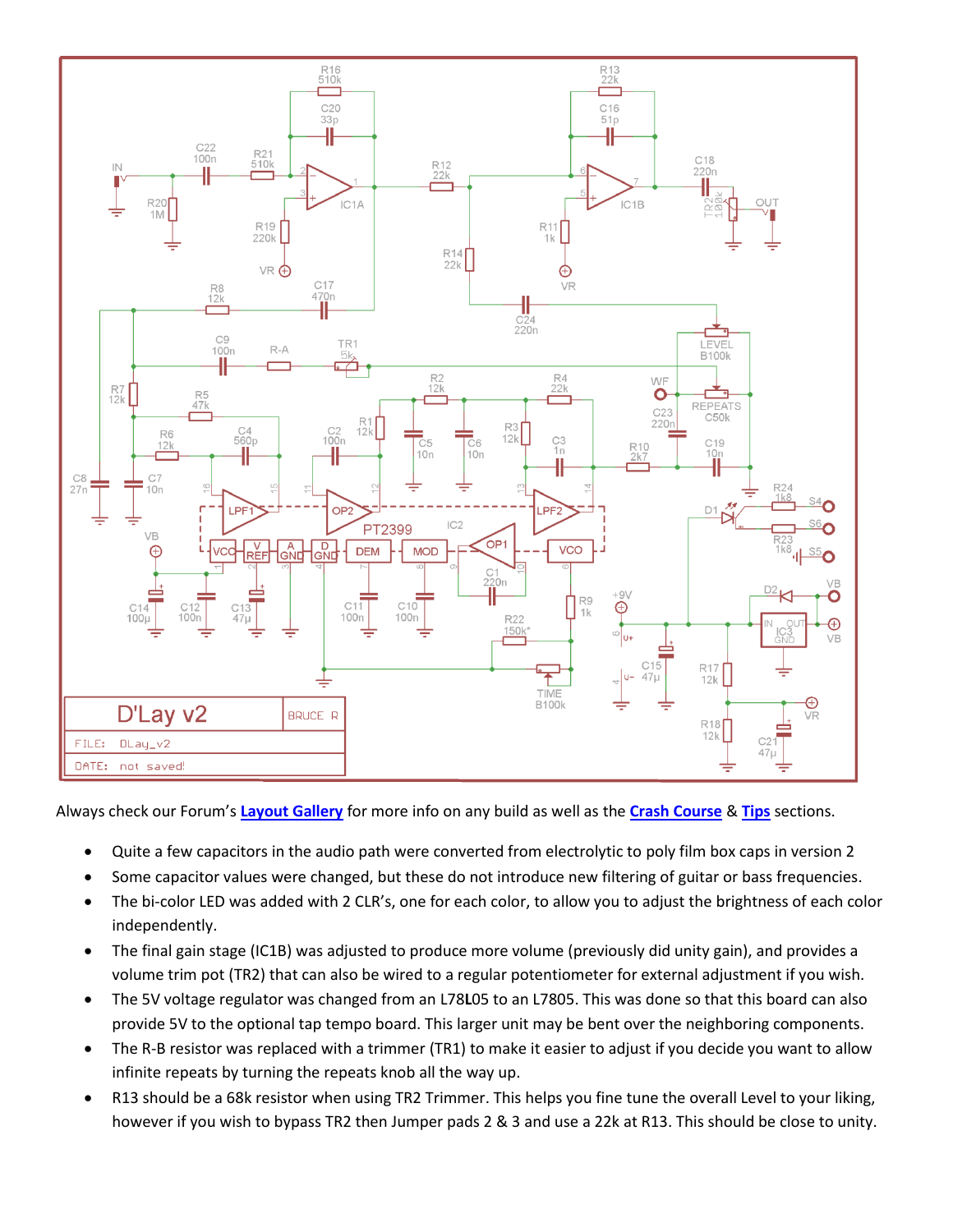Always check our Forum's **Layout Gallery** for more info on any build as well as the **Crash Course** & **Tips** sections.

- Quite a few capacitors in the audio path were converted from electrolytic to poly film box caps in version 2
- Some capacitor values were changed, but these do not introduce new filtering of guitar or bass frequencies.
- The bi-color LED was added with 2 CLR's, one for each color, to allow you to adjust the brightness of each color independently.
- The final gain stage (IC1B) was adjusted to produce more volume (previously did unity gain), and provides a volume trim pot (TR2) that can also be wired to a regular potentiometer for external adjustment if you wish.
- The 5V voltage regulator was changed from an L78**L**05 to an L7805. This was done so that this board can also provide 5V to the optional tap tempo board. This larger unit may be bent over the neighboring components.
- The R-B resistor was replaced with a trimmer (TR1) to make it easier to adjust if you decide you want to allow infinite repeats by turning the repeats knob all the way up.
- R13 should be a 68k resistor when using TR2 Trimmer. This helps you fine tune the overall Level to your liking, however if you wish to bypass TR2 then Jumper pads 2 & 3 and use a 22k at R13. This should be close to unity.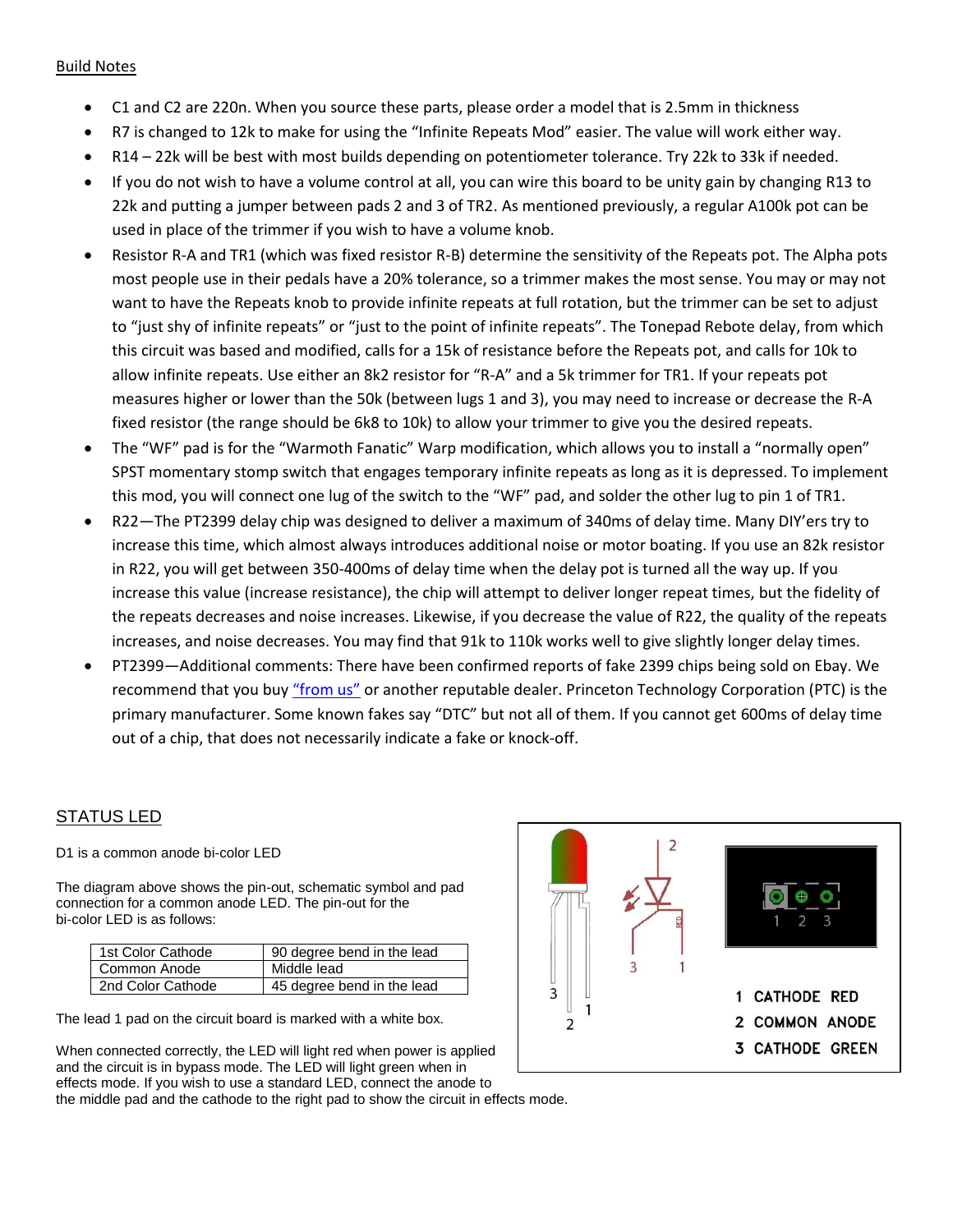Build Notes

- C1 and C2 are 220n. When you source these parts, please order a model that is 2.5mm in thickness
- R7 is changed to 12k to make for using the "Infinite Repeats Mod" easier. The value will work either way.
- R14 – 22k will be best with most builds depending on potentiometer tolerance. Try 22k to 33k if needed.
- If you do not wish to have a volume control at all, you can wire this board to be unity gain by changing R13 to 22k and putting a jumper between pads 2 and 3 of TR2. As mentioned previously, a regular A100k pot can be used in place of the trimmer if you wish to have a volume knob.
- Resistor R-A and TR1 (which was fixed resistor R-B) determine the sensitivity of the Repeats pot. The Alpha pots most people use in their pedals have a 20% tolerance, so a trimmer makes the most sense. You may or may not want to have the Repeats knob to provide infinite repeats at full rotation, but the trimmer can be set to adjust to "just shy of infinite repeats" or "just to the point of infinite repeats". The Tonepad Rebote delay, from which this circuit was based and modified, calls for a 15k of resistance before the Repeats pot, and calls for 10k to allow infinite repeats. Use either an 8k2 resistor for "R-A" and a 5k trimmer for TR1. If your repeats pot measures higher or lower than the 50k (between lugs 1 and 3), you may need to increase or decrease the R-A fixed resistor (the range should be 6k8 to 10k) to allow your trimmer to give you the desired repeats.
- The "WF" pad is for the "Warmoth Fanatic" Warp modification, which allows you to install a "normally open" SPST momentary stomp switch that engages temporary infinite repeats as long as it is depressed. To implement this mod, you will connect one lug of the switch to the "WF" pad, and solder the other lug to pin 1 of TR1.
- R22—The PT2399 delay chip was designed to deliver a maximum of 340ms of delay time. Many DIY'ers try to increase this time, which almost always introduces additional noise or motor boating. If you use an 82k resistor in R22, you will get between 350-400ms of delay time when the delay pot is turned all the way up. If you increase this value (increase resistance), the chip will attempt to deliver longer repeat times, but the fidelity of the repeats decreases and noise increases. Likewise, if you decrease the value of R22, the quality of the repeats increases, and noise decreases. You may find that 91k to 110k works well to give slightly longer delay times.
- PT2399—Additional comments: There have been confirmed reports of fake 2399 chips being sold on Ebay. We recommend that you buy "from us" or another reputable dealer. Princeton Technology Corporation (PTC) is the primary manufacturer. Some known fakes say "DTC" but not all of them. If you cannot get 600ms of delay time out of a chip, that does not necessarily indicate a fake or knock-off.

## STATUS LED

D1 is a common anode bi-color LED

The diagram above shows the pin-out, schematic symbol and pad connection for a common anode LED. The pin-out for the bi-color LED is as follows:

| 1st Color Cathode | 90 degree bend in the lead |
|---|---|
| Common Anode | Middle lead |
| 2nd Color Cathode | 45 degree bend in the lead |

The lead 1 pad on the circuit board is marked with a white box.

When connected correctly, the LED will light red when power is applied and the circuit is in bypass mode. The LED will light green when in effects mode. If you wish to use a standard LED, connect the anode to the middle pad and the cathode to the right pad to show the circuit in effects mode.

1 CATHODE RED
2 COMMON ANODE
3 CATHODE GREEN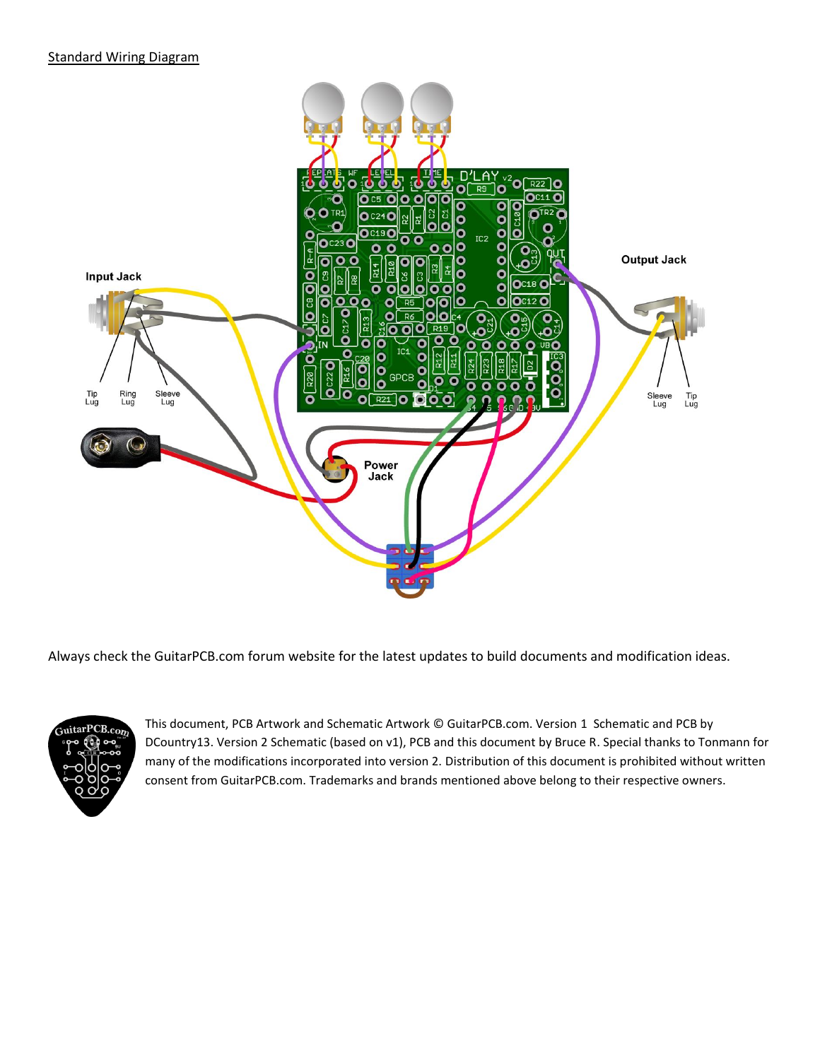Standard Wiring Diagram

Input Jack

Tip Lug

Ring Lug

Sleeve Lug

Output Jack

Sleeve Lug

Tip Lug

Power Jack

Always check the GuitarPCB.com forum website for the latest updates to build documents and modification ideas.

This document, PCB Artwork and Schematic Artwork © GuitarPCB.com. Version 1 Schematic and PCB by DCountry13. Version 2 Schematic (based on v1), PCB and this document by Bruce R. Special thanks to Tonmann for many of the modifications incorporated into version 2. Distribution of this document is prohibited without written consent from GuitarPCB.com. Trademarks and brands mentioned above belong to their respective owners.